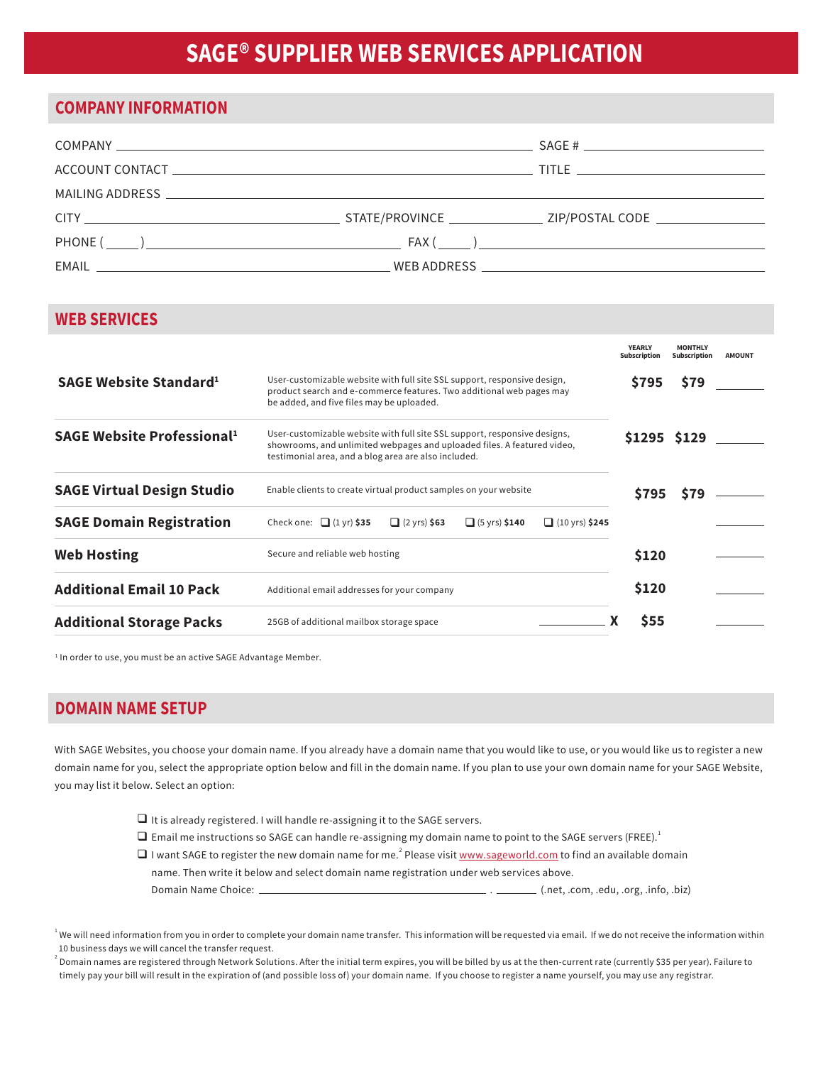# SAGE® SUPPLIER WEB SERVICES APPLICATION

## COMPANY INFORMATION

COMPANY ______________________________ SAGE # ______________

ACCOUNT CONTACT ______________________________ TITLE ______________

MAILING ADDRESS ______________________________________________

CITY ______________ STATE/PROVINCE ______________ ZIP/POSTAL CODE ______________

PHONE ( ____ ) ______________ FAX ( ____ ) ______________

EMAIL ______________ WEB ADDRESS ______________

## WEB SERVICES

| | | | YEARLY Subscription | MONTHLY Subscription | AMOUNT |
|---|---|---|---|---|---|
| **SAGE Website Standard**[1] | User-customizable website with full site SSL support, responsive design, product search and e-commerce features. Two additional web pages may be added, and five files may be uploaded. | | $795 | $79 | ______ |
| **SAGE Website Professional**[1] | User-customizable website with full site SSL support, responsive designs, showrooms, and unlimited webpages and uploaded files. A featured video, testimonial area, and a blog area are also included. | | $1295 | $129 | ______ |
| **SAGE Virtual Design Studio** | Enable clients to create virtual product samples on your website | | $795 | $79 | ______ |
| **SAGE Domain Registration** | Check one: ❑ (1 yr) **$35** ❑ (2 yrs) **$63** ❑ (5 yrs) **$140** ❑ (10 yrs) **$245** | | | | ______ |
| **Web Hosting** | Secure and reliable web hosting | | $120 | | ______ |
| **Additional Email 10 Pack** | Additional email addresses for your company | | $120 | | ______ |
| **Additional Storage Packs** | 25GB of additional mailbox storage space | ______ X | $55 | | ______ |

[1] In order to use, you must be an active SAGE Advantage Member.

## DOMAIN NAME SETUP

With SAGE Websites, you choose your domain name. If you already have a domain name that you would like to use, or you would like us to register a new domain name for you, select the appropriate option below and fill in the domain name. If you plan to use your own domain name for your SAGE Website, you may list it below. Select an option:

- ❑ It is already registered. I will handle re-assigning it to the SAGE servers.
- ❑ Email me instructions so SAGE can handle re-assigning my domain name to point to the SAGE servers (FREE).[1]
- ❑ I want SAGE to register the new domain name for me.[2] Please visit www.sageworld.com to find an available domain name. Then write it below and select domain name registration under web services above.

  Domain Name Choice: ______________________ . ________ (.net, .com, .edu, .org, .info, .biz)

[1] We will need information from you in order to complete your domain name transfer. This information will be requested via email. If we do not receive the information within 10 business days we will cancel the transfer request.

[2] Domain names are registered through Network Solutions. After the initial term expires, you will be billed by us at the then-current rate (currently $35 per year). Failure to timely pay your bill will result in the expiration of (and possible loss of) your domain name. If you choose to register a name yourself, you may use any registrar.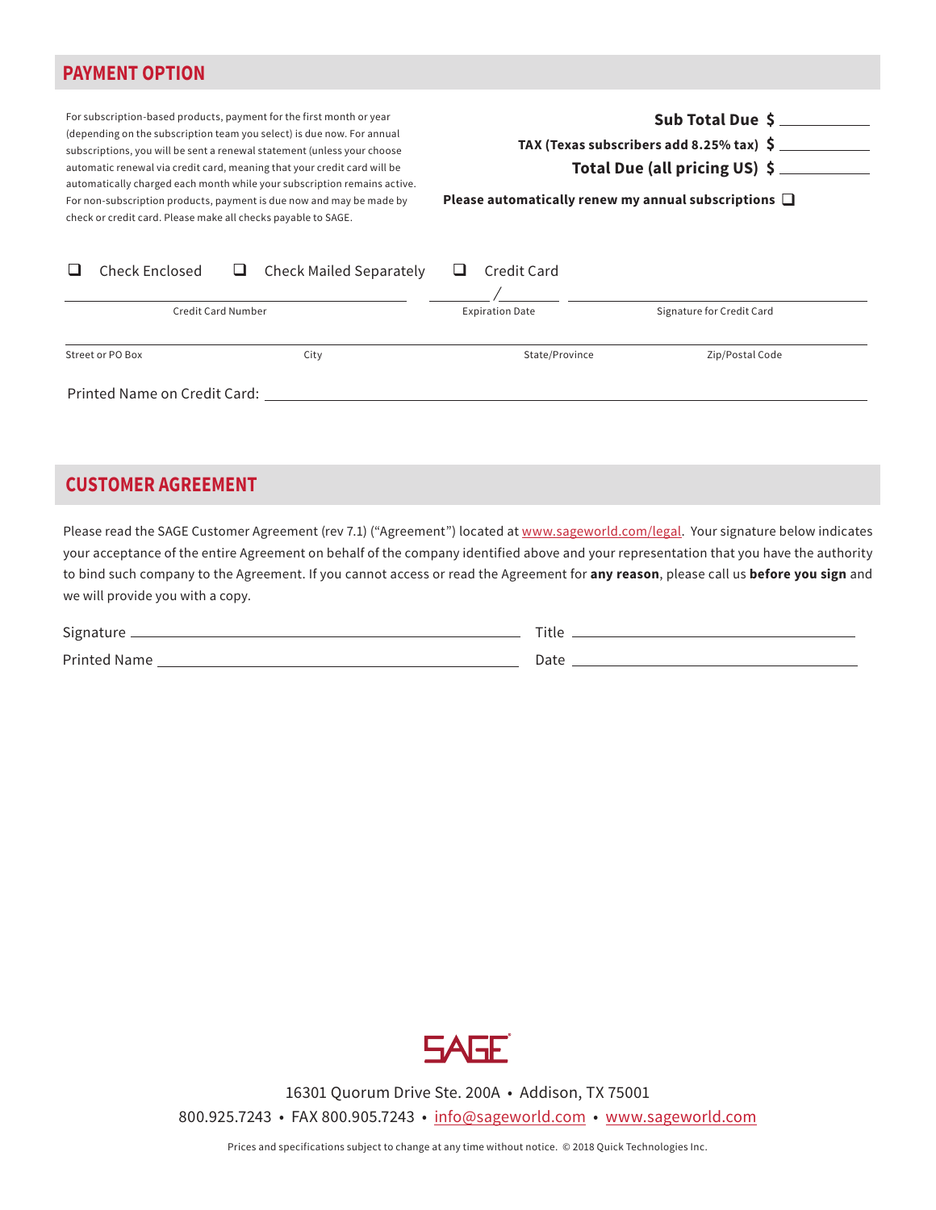## PAYMENT OPTION

For subscription-based products, payment for the first month or year (depending on the subscription team you select) is due now. For annual subscriptions, you will be sent a renewal statement (unless your choose automatic renewal via credit card, meaning that your credit card will be automatically charged each month while your subscription remains active. For non-subscription products, payment is due now and may be made by check or credit card. Please make all checks payable to SAGE.

**Sub Total Due $** ___________

**TAX (Texas subscribers add 8.25% tax) $** ___________

**Total Due (all pricing US) $** ___________

**Please automatically renew my annual subscriptions** ❑

❑ Check Enclosed ❑ Check Mailed Separately ❑ Credit Card

Credit Card Number ___________ Expiration Date ____/____ Signature for Credit Card ___________

Street or PO Box ___________ City ___________ State/Province ___________ Zip/Postal Code ___________

Printed Name on Credit Card: ___________

## CUSTOMER AGREEMENT

Please read the SAGE Customer Agreement (rev 7.1) ("Agreement") located at www.sageworld.com/legal. Your signature below indicates your acceptance of the entire Agreement on behalf of the company identified above and your representation that you have the authority to bind such company to the Agreement. If you cannot access or read the Agreement for **any reason**, please call us **before you sign** and we will provide you with a copy.

Signature ___________ Title ___________

Printed Name ___________ Date ___________

SAGE

16301 Quorum Drive Ste. 200A • Addison, TX 75001

800.925.7243 • FAX 800.905.7243 • info@sageworld.com • www.sageworld.com

Prices and specifications subject to change at any time without notice. © 2018 Quick Technologies Inc.